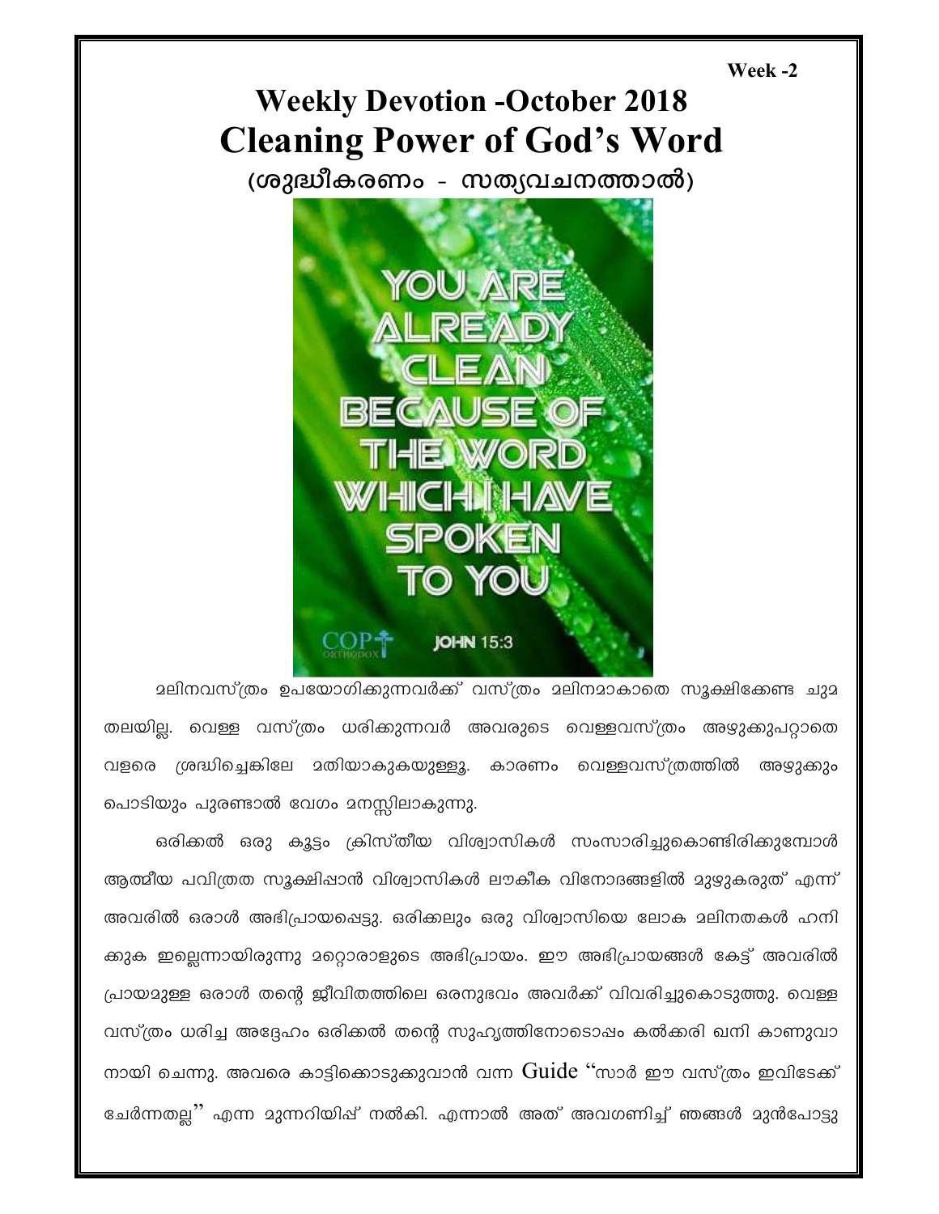Week -2

# Weekly Devotion -October 2018

# Cleaning Power of God's Word

## (ശുദ്ധീകരണം - സത്യവചനത്താൽ)

YOU ARE ALREADY CLEAN BECAUSE OF THE WORD WHICH I HAVE SPOKEN TO YOU

JOHN 15:3

മലിനവസ്ത്രം ഉപയോഗിക്കുന്നവർക്ക് വസ്ത്രം മലിനമാകാതെ സൂക്ഷിക്കേണ്ട ചുമതലയില്ല. വെള്ള വസ്ത്രം ധരിക്കുന്നവർ അവരുടെ വെള്ളവസ്ത്രം അഴുക്കുപറ്റാതെ വളരെ ശ്രദ്ധിച്ചെങ്കിലേ മതിയാകുകയുള്ളൂ. കാരണം വെള്ളവസ്ത്രത്തിൽ അഴുക്കും പൊടിയും പുരണ്ടാൽ വേഗം മനസ്സിലാകുന്നു.

ഒരിക്കൽ ഒരു കൂട്ടം ക്രിസ്തീയ വിശ്വാസികൾ സംസാരിച്ചുകൊണ്ടിരിക്കുമ്പോൾ ആത്മീയ പവിത്രത സൂക്ഷിപ്പാൻ വിശ്വാസികൾ ലൗകീക വിനോദങ്ങളിൽ മുഴുകരുത് എന്ന് അവരിൽ ഒരാൾ അഭിപ്രായപ്പെട്ടു. ഒരിക്കലും ഒരു വിശ്വാസിയെ ലോക മലിനതകൾ ഹനിക്കുക ഇല്ലെന്നായിരുന്നു മറ്റൊരാളുടെ അഭിപ്രായം. ഈ അഭിപ്രായങ്ങൾ കേട്ട് അവരിൽ പ്രായമുള്ള ഒരാൾ തന്റെ ജീവിതത്തിലെ ഒരനുഭവം അവർക്ക് വിവരിച്ചുകൊടുത്തു. വെള്ള വസ്ത്രം ധരിച്ച അദ്ദേഹം ഒരിക്കൽ തന്റെ സുഹൃത്തിനോടൊപ്പം കൽക്കരി ഖനി കാണുവാനായി ചെന്നു. അവരെ കാട്ടിക്കൊടുക്കുവാൻ വന്ന Guide "സാർ ഈ വസ്ത്രം ഇവിടേക്ക് ചേർന്നതല്ല" എന്ന മുന്നറിയിപ്പ് നൽകി. എന്നാൽ അത് അവഗണിച്ച് ഞങ്ങൾ മുൻപോട്ടു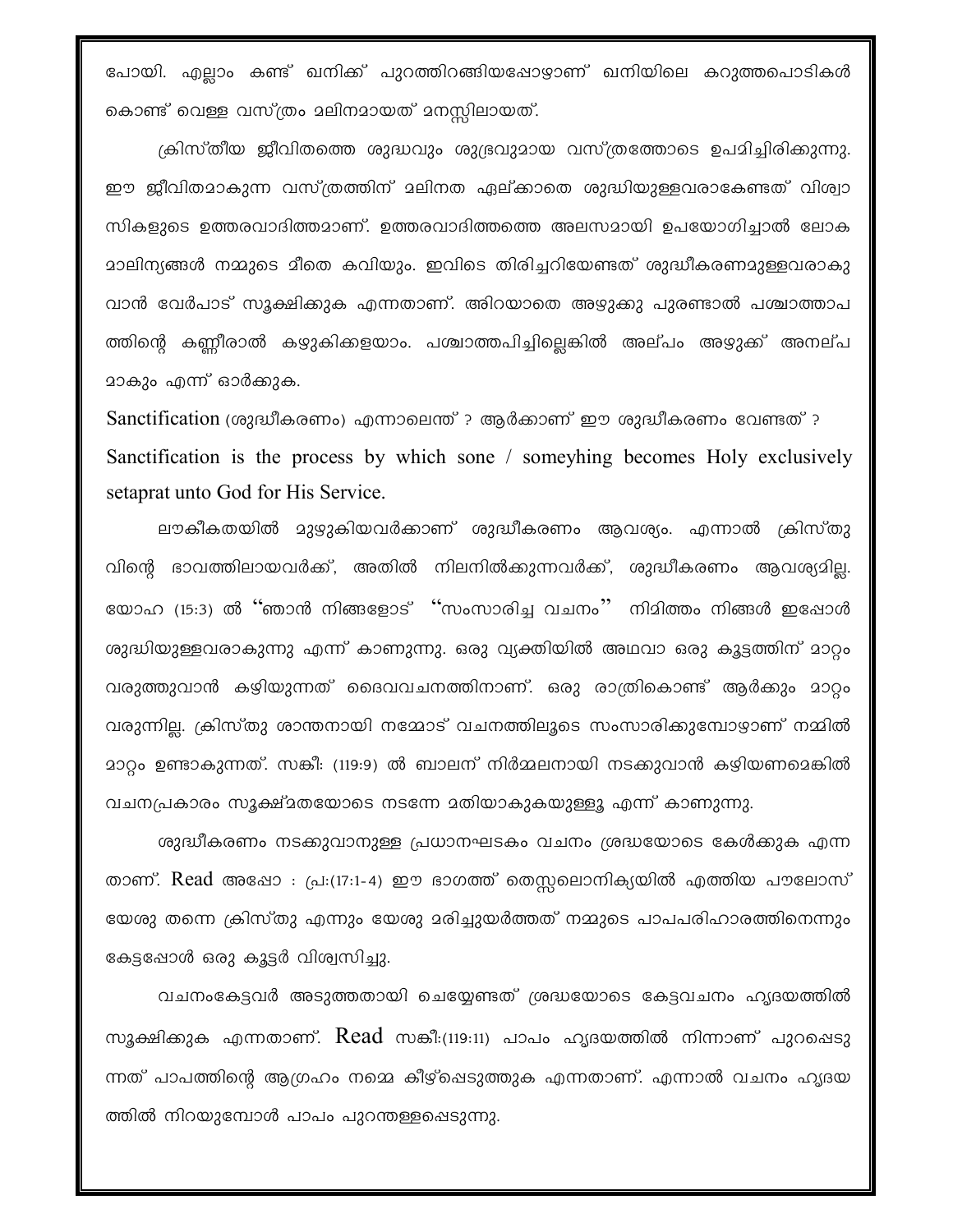പോയി. എല്ലാം കണ്ട് ഖനിക്ക് പുറത്തിറങ്ങിയപ്പോഴാണ് ഖനിയിലെ കറുത്തപൊടികൾ കൊണ്ട് വെള്ള വസ്ത്രം മലിനമായത് മനസ്സിലായത്.

ക്രിസ്തീയ ജീവിതത്തെ ശുദ്ധവും ശുഭ്രവുമായ വസ്ത്രത്തോടെ ഉപമിച്ചിരിക്കുന്നു. ഈ ജീവിതമാകുന്ന വസ്ത്രത്തിന് മലിനത ഏല്ക്കാതെ ശുദ്ധിയുള്ളവരാകേണ്ടത് വിശ്വാസികളുടെ ഉത്തരവാദിത്തമാണ്. ഉത്തരവാദിത്തത്തെ അലസമായി ഉപയോഗിച്ചാൽ ലോക മാലിന്യങ്ങൾ നമ്മുടെ മീതെ കവിയും. ഇവിടെ തിരിച്ചറിയേണ്ടത് ശുദ്ധീകരണമുള്ളവരാകുവാൻ വേർപാട് സൂക്ഷിക്കുക എന്നതാണ്. അിറയാതെ അഴുക്കു പുരണ്ടാൽ പശ്ചാത്താപത്തിന്റെ കണ്ണീരാൽ കഴുകിക്കളയാം. പശ്ചാത്തപിച്ചില്ലെങ്കിൽ അല്പം അഴുക്ക് അനല്പമാകും എന്ന് ഓർക്കുക.

Sanctification (ശുദ്ധീകരണം) എന്നാലെന്ത് ? ആർക്കാണ് ഈ ശുദ്ധീകരണം വേണ്ടത് ?

Sanctification is the process by which sone / someyhing becomes Holy exclusively setaprat unto God for His Service.

ലൗകീകതയിൽ മുഴുകിയവർക്കാണ് ശുദ്ധീകരണം ആവശ്യം. എന്നാൽ ക്രിസ്തുവിന്റെ ഭാവത്തിലായവർക്ക്, അതിൽ നിലനിൽക്കുന്നവർക്ക്, ശുദ്ധീകരണം ആവശ്യമില്ല. യോഹ (15:3) ൽ "ഞാൻ നിങ്ങളോട് "സംസാരിച്ച വചനം" നിമിത്തം നിങ്ങൾ ഇപ്പോൾ ശുദ്ധിയുള്ളവരാകുന്നു എന്ന് കാണുന്നു. ഒരു വ്യക്തിയിൽ അഥവാ ഒരു കൂട്ടത്തിന് മാറ്റം വരുത്തുവാൻ കഴിയുന്നത് ദൈവവചനത്തിനാണ്. ഒരു രാത്രികൊണ്ട് ആർക്കും മാറ്റം വരുന്നില്ല. ക്രിസ്തു ശാന്തനായി നമ്മോട് വചനത്തിലൂടെ സംസാരിക്കുമ്പോഴാണ് നമ്മിൽ മാറ്റം ഉണ്ടാകുന്നത്. സങ്കീ: (119:9) ൽ ബാലന് നിർമ്മലനായി നടക്കുവാൻ കഴിയണമെങ്കിൽ വചനപ്രകാരം സൂക്ഷ്മതയോടെ നടന്നേ മതിയാകുകയുള്ളൂ എന്ന് കാണുന്നു.

ശുദ്ധീകരണം നടക്കുവാനുള്ള പ്രധാനഘടകം വചനം ശ്രദ്ധയോടെ കേൾക്കുക എന്നതാണ്. Read അപ്പോ : പ്ര:(17:1-4) ഈ ഭാഗത്ത് തെസ്സലൊനിക്യയിൽ എത്തിയ പൗലോസ് യേശു തന്നെ ക്രിസ്തു എന്നും യേശു മരിച്ചുയർത്തത് നമ്മുടെ പാപപരിഹാരത്തിനെന്നും കേട്ടപ്പോൾ ഒരു കൂട്ടർ വിശ്വസിച്ചു.

വചനംകേട്ടവർ അടുത്തതായി ചെയ്യേണ്ടത് ശ്രദ്ധയോടെ കേട്ടവചനം ഹൃദയത്തിൽ സൂക്ഷിക്കുക എന്നതാണ്. Read സങ്കീ:(119:11) പാപം ഹൃദയത്തിൽ നിന്നാണ് പുറപ്പെടുന്നത് പാപത്തിന്റെ ആഗ്രഹം നമ്മെ കീഴ്പ്പെടുത്തുക എന്നതാണ്. എന്നാൽ വചനം ഹൃദയത്തിൽ നിറയുമ്പോൾ പാപം പുറന്തള്ളപ്പെടുന്നു.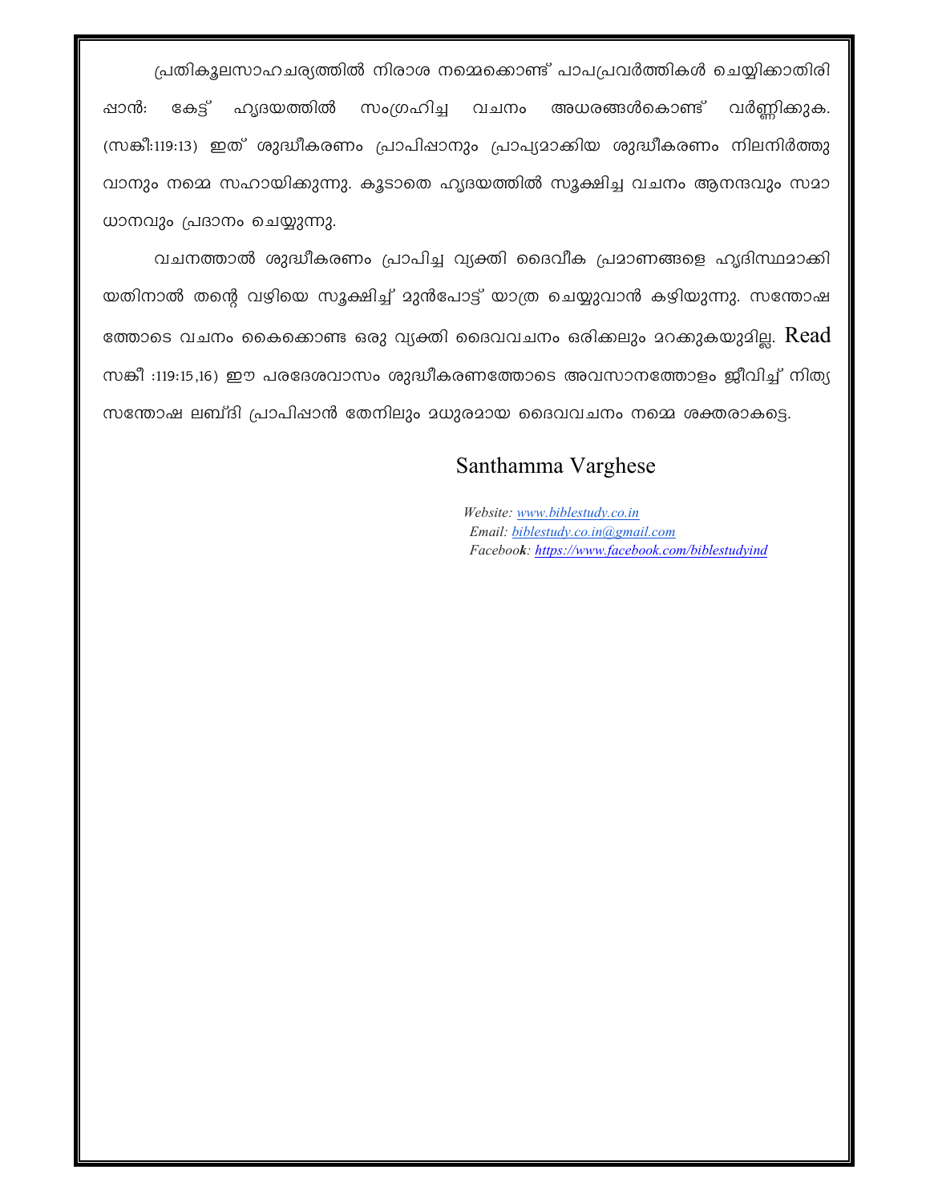പ്രതികൂലസാഹചര്യത്തിൽ നിരാശ നമ്മെക്കൊണ്ട് പാപപ്രവർത്തികൾ ചെയ്യിക്കാതിരിഷാൻ: കേട്ട് ഹൃദയത്തിൽ സംഗ്രഹിച്ച വചനം അധരങ്ങൾകൊണ്ട് വർണ്ണിക്കുക. (സങ്കീ:119:13) ഇത് ശുദ്ധീകരണം പ്രാപിഷാനും പ്രാപ്യമാക്കിയ ശുദ്ധീകരണം നിലനിർത്തുവാനും നമ്മെ സഹായിക്കുന്നു. കൂടാതെ ഹൃദയത്തിൽ സൂക്ഷിച്ച വചനം ആനന്ദവും സമാധാനവും പ്രദാനം ചെയ്യുന്നു.

വചനത്താൽ ശുദ്ധീകരണം പ്രാപിച്ച വ്യക്തി ദൈവീക പ്രമാണങ്ങളെ ഹൃദിസ്ഥമാക്കിയതിനാൽ തന്റെ വഴിയെ സൂക്ഷിച്ച് മുൻപോട്ട് യാത്ര ചെയ്യുവാൻ കഴിയുന്നു. സന്തോഷത്തോടെ വചനം കൈക്കൊണ്ട ഒരു വ്യക്തി ദൈവവചനം ഒരിക്കലും മറക്കുകയുമില്ല. Read സങ്കീ :119:15,16) ഈ പരദേശവാസം ശുദ്ധീകരണത്തോടെ അവസാനത്തോളം ജീവിച്ച് നിത്യസന്തോഷ ലബ്ദി പ്രാപിഷാൻ തേനിലും മധുരമായ ദൈവവചനം നമ്മെ ശക്തരാകട്ടെ.

Santhamma Varghese

*Website:* www.biblestudy.co.in
*Email:* biblestudy.co.in@gmail.com
*Facebook:* https://www.facebook.com/biblestudyind